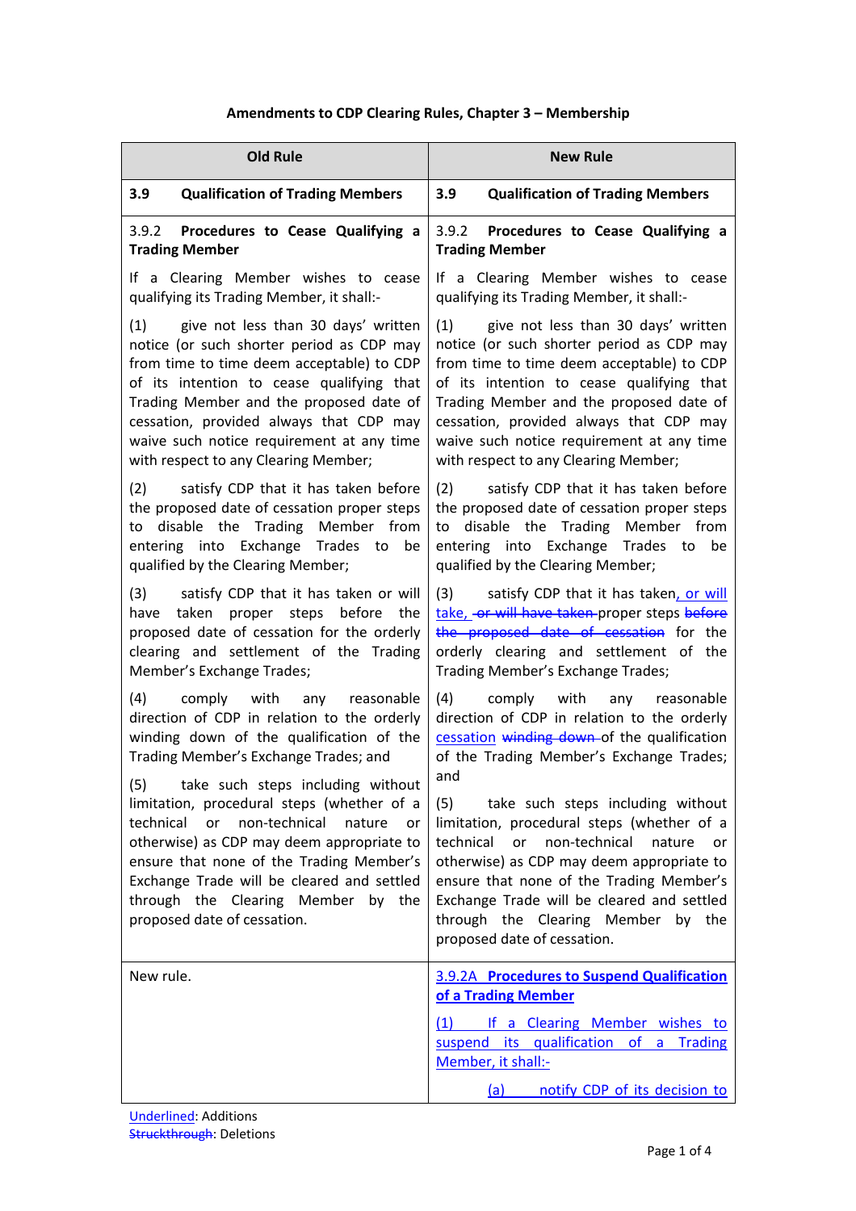**Amendments to CDP Clearing Rules, Chapter 3 – Membership**

| Old Rule | New Rule |
|---|---|
| **3.9 Qualification of Trading Members** | **3.9 Qualification of Trading Members** |
| 3.9.2 **Procedures to Cease Qualifying a Trading Member**<br><br>If a Clearing Member wishes to cease qualifying its Trading Member, it shall:-<br><br>(1) give not less than 30 days' written notice (or such shorter period as CDP may from time to time deem acceptable) to CDP of its intention to cease qualifying that Trading Member and the proposed date of cessation, provided always that CDP may waive such notice requirement at any time with respect to any Clearing Member;<br><br>(2) satisfy CDP that it has taken before the proposed date of cessation proper steps to disable the Trading Member from entering into Exchange Trades to be qualified by the Clearing Member;<br><br>(3) satisfy CDP that it has taken or will have taken proper steps before the proposed date of cessation for the orderly clearing and settlement of the Trading Member's Exchange Trades;<br><br>(4) comply with any reasonable direction of CDP in relation to the orderly winding down of the qualification of the Trading Member's Exchange Trades; and<br><br>(5) take such steps including without limitation, procedural steps (whether of a technical or non-technical nature or otherwise) as CDP may deem appropriate to ensure that none of the Trading Member's Exchange Trade will be cleared and settled through the Clearing Member by the proposed date of cessation. | 3.9.2 **Procedures to Cease Qualifying a Trading Member**<br><br>If a Clearing Member wishes to cease qualifying its Trading Member, it shall:-<br><br>(1) give not less than 30 days' written notice (or such shorter period as CDP may from time to time deem acceptable) to CDP of its intention to cease qualifying that Trading Member and the proposed date of cessation, provided always that CDP may waive such notice requirement at any time with respect to any Clearing Member;<br><br>(2) satisfy CDP that it has taken before the proposed date of cessation proper steps to disable the Trading Member from entering into Exchange Trades to be qualified by the Clearing Member;<br><br>(3) satisfy CDP that it has taken<ins>, or will take,</ins> ~~or will have taken~~ proper steps ~~before the proposed date of cessation~~ for the orderly clearing and settlement of the Trading Member's Exchange Trades;<br><br>(4) comply with any reasonable direction of CDP in relation to the orderly <ins>cessation</ins> ~~winding down~~ of the qualification of the Trading Member's Exchange Trades; and<br><br>(5) take such steps including without limitation, procedural steps (whether of a technical or non-technical nature or otherwise) as CDP may deem appropriate to ensure that none of the Trading Member's Exchange Trade will be cleared and settled through the Clearing Member by the proposed date of cessation. |
| New rule. | <ins>3.9.2A **Procedures to Suspend Qualification of a Trading Member**</ins><br><br><ins>(1) If a Clearing Member wishes to suspend its qualification of a Trading Member, it shall:-</ins><br><br><ins>(a) notify CDP of its decision to</ins> |

<ins>Underlined</ins>: Additions
~~Struckthrough~~: Deletions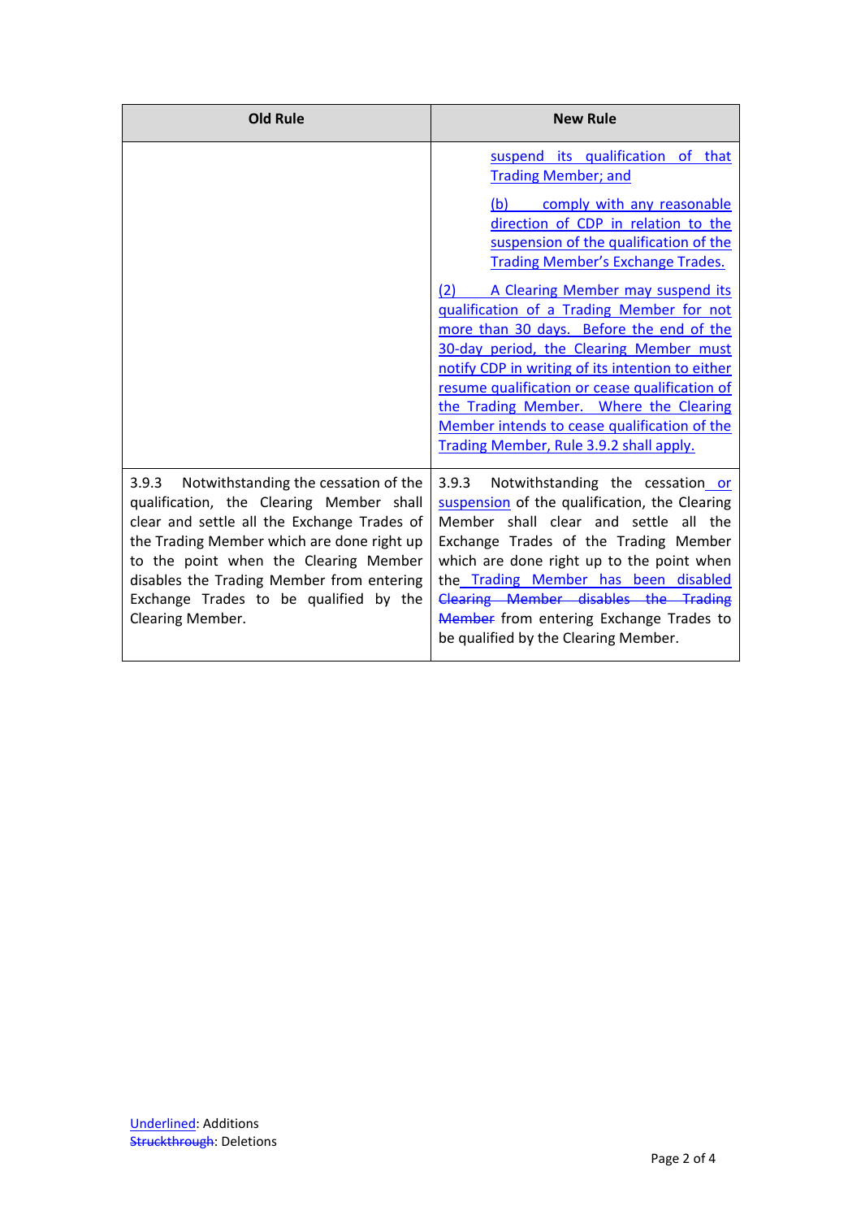| Old Rule | New Rule |
| --- | --- |
| | suspend its qualification of that Trading Member; and<br><br>(b) comply with any reasonable direction of CDP in relation to the suspension of the qualification of the Trading Member's Exchange Trades.<br><br>(2) A Clearing Member may suspend its qualification of a Trading Member for not more than 30 days. Before the end of the 30-day period, the Clearing Member must notify CDP in writing of its intention to either resume qualification or cease qualification of the Trading Member. Where the Clearing Member intends to cease qualification of the Trading Member, Rule 3.9.2 shall apply. |
| 3.9.3 Notwithstanding the cessation of the qualification, the Clearing Member shall clear and settle all the Exchange Trades of the Trading Member which are done right up to the point when the Clearing Member disables the Trading Member from entering Exchange Trades to be qualified by the Clearing Member. | 3.9.3 Notwithstanding the cessation or suspension of the qualification, the Clearing Member shall clear and settle all the Exchange Trades of the Trading Member which are done right up to the point when the Trading Member has been disabled ~~Clearing Member disables the Trading Member~~ from entering Exchange Trades to be qualified by the Clearing Member. |

Underlined: Additions
~~Struckthrough~~: Deletions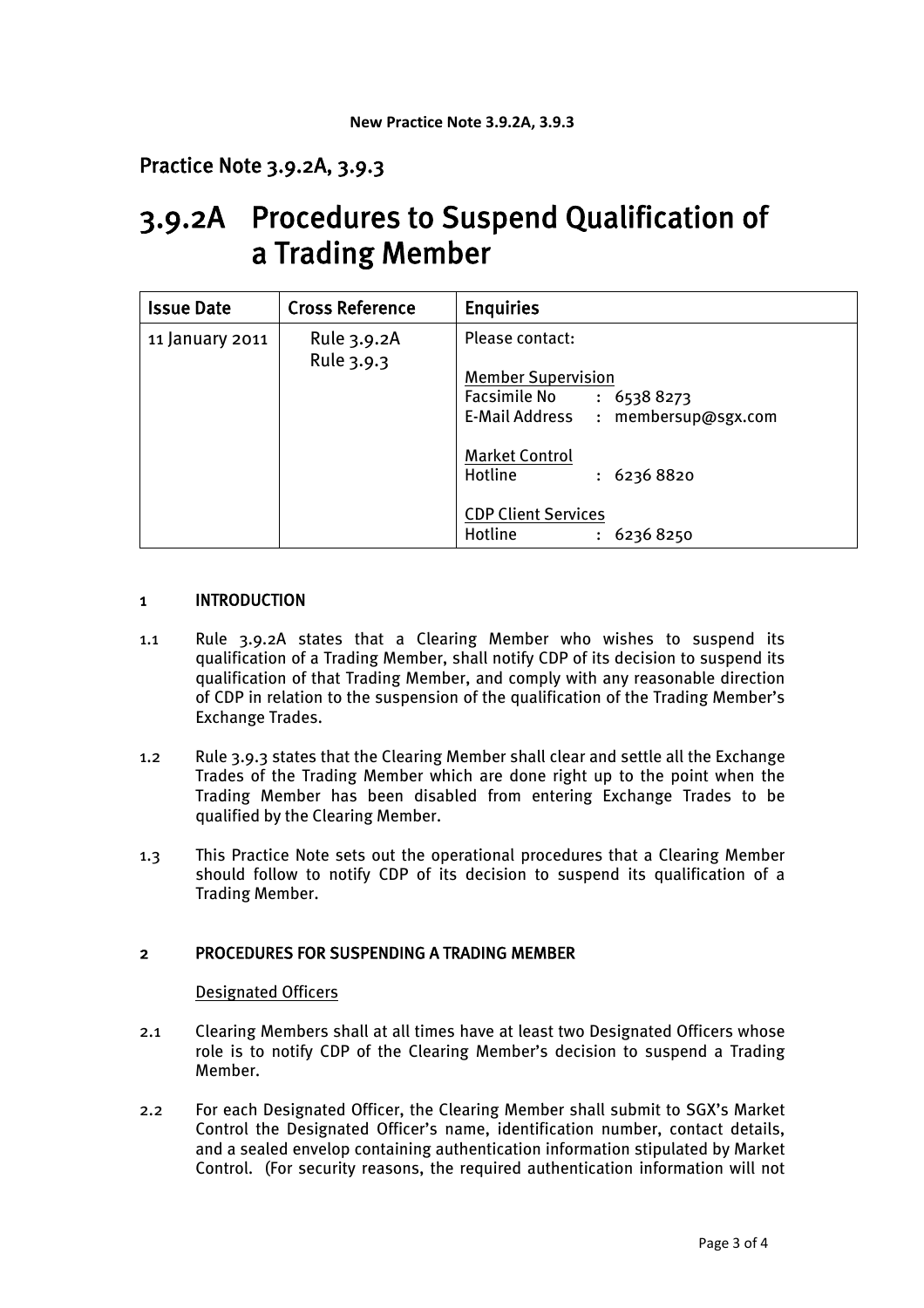**New Practice Note 3.9.2A, 3.9.3**

## Practice Note 3.9.2A, 3.9.3

# 3.9.2A Procedures to Suspend Qualification of a Trading Member

| Issue Date | Cross Reference | Enquiries |
|---|---|---|
| 11 January 2011 | Rule 3.9.2A<br>Rule 3.9.3 | Please contact:<br><br>Member Supervision<br>Facsimile No : 6538 8273<br>E-Mail Address : membersup@sgx.com<br><br>Market Control<br>Hotline : 6236 8820<br><br>CDP Client Services<br>Hotline : 6236 8250 |

### 1 INTRODUCTION

1.1 Rule 3.9.2A states that a Clearing Member who wishes to suspend its qualification of a Trading Member, shall notify CDP of its decision to suspend its qualification of that Trading Member, and comply with any reasonable direction of CDP in relation to the suspension of the qualification of the Trading Member's Exchange Trades.

1.2 Rule 3.9.3 states that the Clearing Member shall clear and settle all the Exchange Trades of the Trading Member which are done right up to the point when the Trading Member has been disabled from entering Exchange Trades to be qualified by the Clearing Member.

1.3 This Practice Note sets out the operational procedures that a Clearing Member should follow to notify CDP of its decision to suspend its qualification of a Trading Member.

### 2 PROCEDURES FOR SUSPENDING A TRADING MEMBER

Designated Officers

2.1 Clearing Members shall at all times have at least two Designated Officers whose role is to notify CDP of the Clearing Member's decision to suspend a Trading Member.

2.2 For each Designated Officer, the Clearing Member shall submit to SGX's Market Control the Designated Officer's name, identification number, contact details, and a sealed envelop containing authentication information stipulated by Market Control. (For security reasons, the required authentication information will not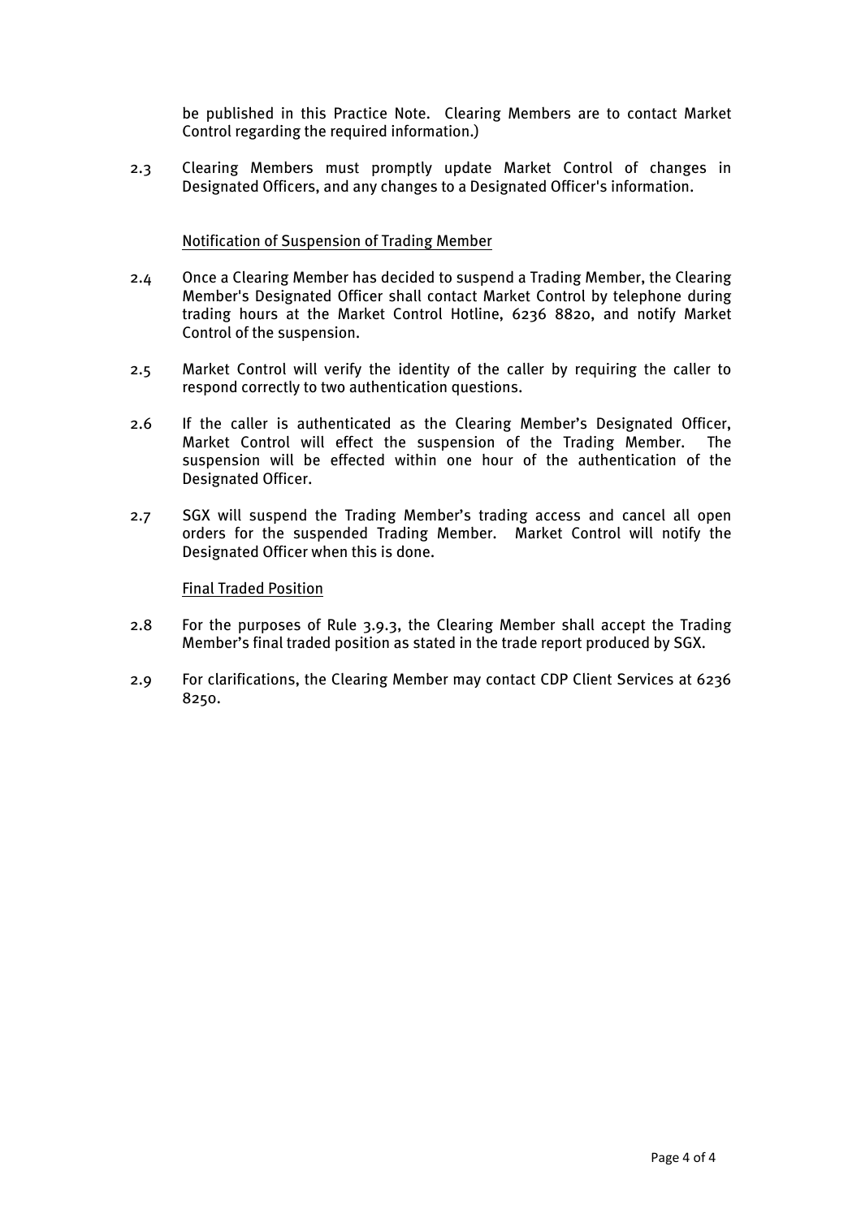be published in this Practice Note. Clearing Members are to contact Market Control regarding the required information.)

2.3 Clearing Members must promptly update Market Control of changes in Designated Officers, and any changes to a Designated Officer's information.

<u>Notification of Suspension of Trading Member</u>

2.4 Once a Clearing Member has decided to suspend a Trading Member, the Clearing Member's Designated Officer shall contact Market Control by telephone during trading hours at the Market Control Hotline, 6236 8820, and notify Market Control of the suspension.

2.5 Market Control will verify the identity of the caller by requiring the caller to respond correctly to two authentication questions.

2.6 If the caller is authenticated as the Clearing Member's Designated Officer, Market Control will effect the suspension of the Trading Member. The suspension will be effected within one hour of the authentication of the Designated Officer.

2.7 SGX will suspend the Trading Member's trading access and cancel all open orders for the suspended Trading Member. Market Control will notify the Designated Officer when this is done.

<u>Final Traded Position</u>

2.8 For the purposes of Rule 3.9.3, the Clearing Member shall accept the Trading Member's final traded position as stated in the trade report produced by SGX.

2.9 For clarifications, the Clearing Member may contact CDP Client Services at 6236 8250.